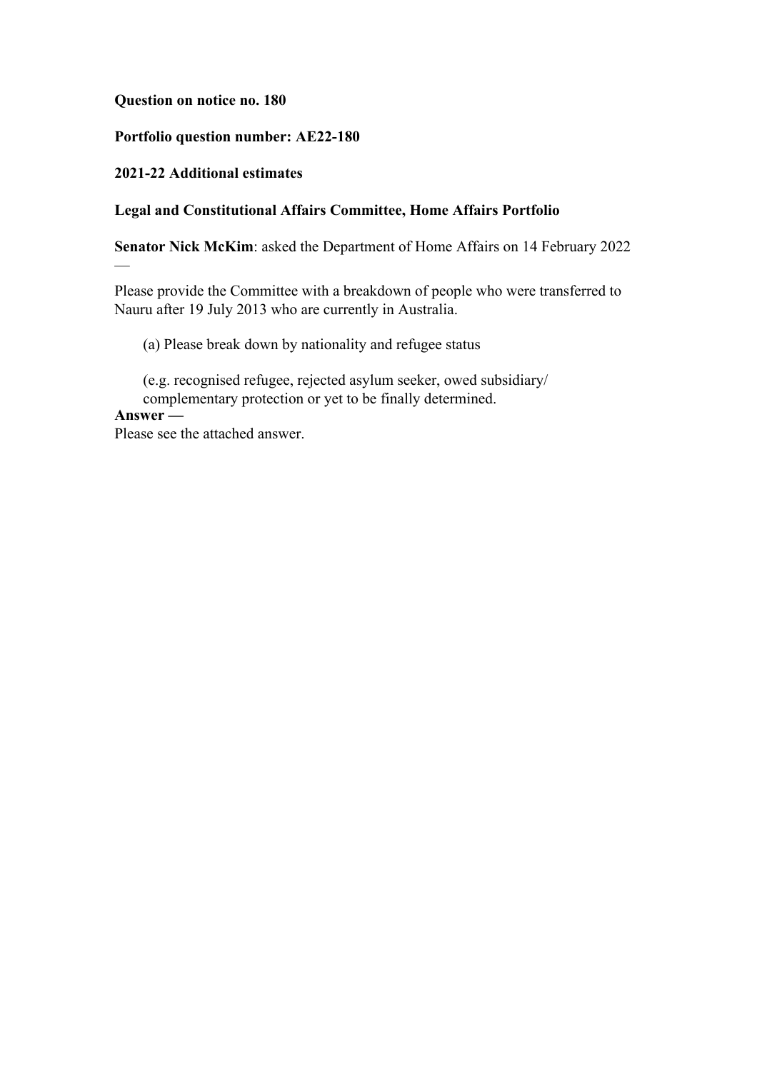**Question on notice no. 180**

**Portfolio question number: AE22-180**

**2021-22 Additional estimates**

**Legal and Constitutional Affairs Committee, Home Affairs Portfolio**

**Senator Nick McKim**: asked the Department of Home Affairs on 14 February 2022 —

Please provide the Committee with a breakdown of people who were transferred to Nauru after 19 July 2013 who are currently in Australia.

> (a) Please break down by nationality and refugee status
>
> (e.g. recognised refugee, rejected asylum seeker, owed subsidiary/ complementary protection or yet to be finally determined.

**Answer —**

Please see the attached answer.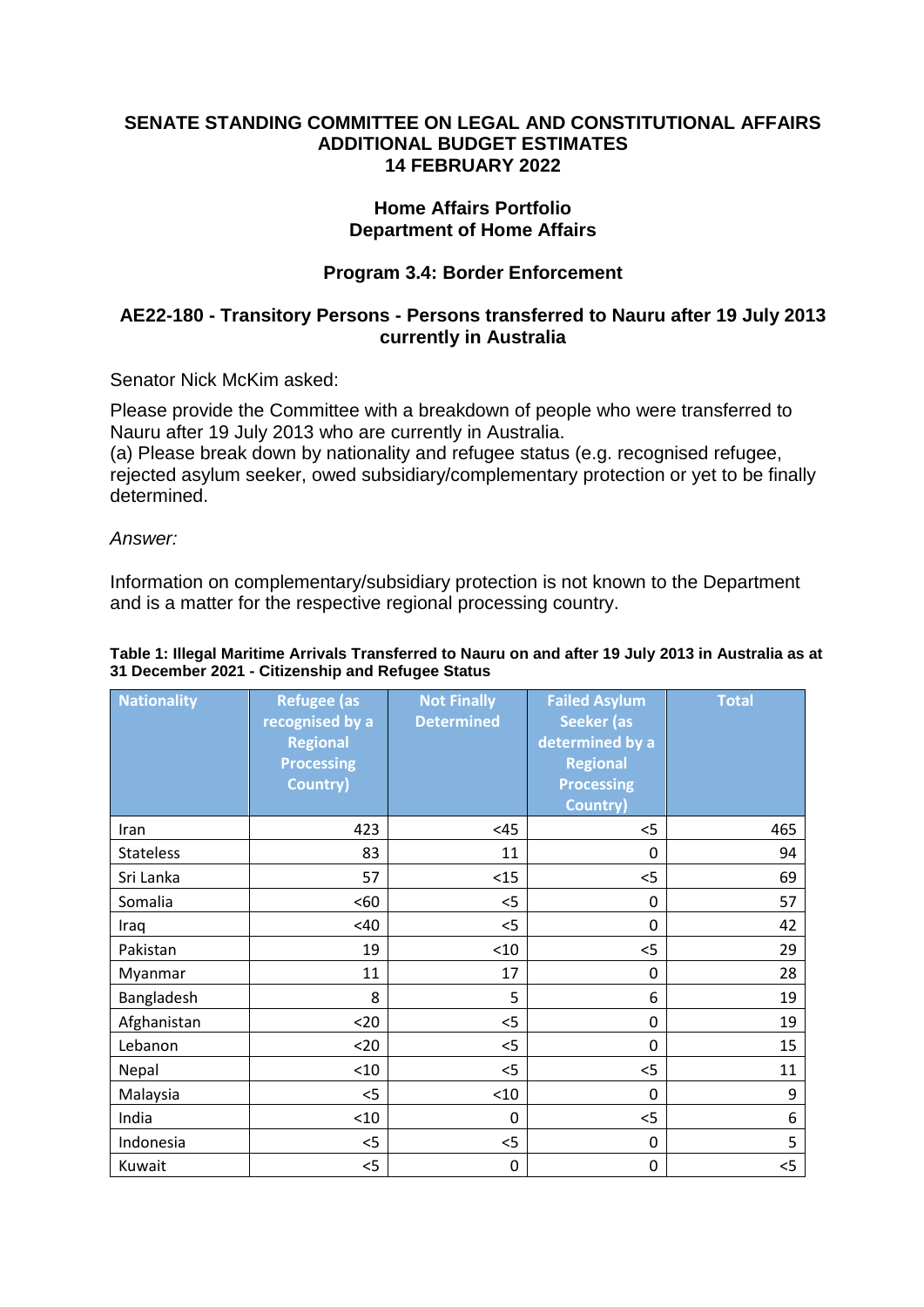**SENATE STANDING COMMITTEE ON LEGAL AND CONSTITUTIONAL AFFAIRS**
**ADDITIONAL BUDGET ESTIMATES**
**14 FEBRUARY 2022**

**Home Affairs Portfolio**
**Department of Home Affairs**

**Program 3.4: Border Enforcement**

## AE22-180 - Transitory Persons - Persons transferred to Nauru after 19 July 2013 currently in Australia

Senator Nick McKim asked:

Please provide the Committee with a breakdown of people who were transferred to Nauru after 19 July 2013 who are currently in Australia.
(a) Please break down by nationality and refugee status (e.g. recognised refugee, rejected asylum seeker, owed subsidiary/complementary protection or yet to be finally determined.

*Answer:*

Information on complementary/subsidiary protection is not known to the Department and is a matter for the respective regional processing country.

**Table 1: Illegal Maritime Arrivals Transferred to Nauru on and after 19 July 2013 in Australia as at 31 December 2021 - Citizenship and Refugee Status**

| Nationality | Refugee (as recognised by a Regional Processing Country) | Not Finally Determined | Failed Asylum Seeker (as determined by a Regional Processing Country) | Total |
|---|---|---|---|---|
| Iran | 423 | <45 | <5 | 465 |
| Stateless | 83 | 11 | 0 | 94 |
| Sri Lanka | 57 | <15 | <5 | 69 |
| Somalia | <60 | <5 | 0 | 57 |
| Iraq | <40 | <5 | 0 | 42 |
| Pakistan | 19 | <10 | <5 | 29 |
| Myanmar | 11 | 17 | 0 | 28 |
| Bangladesh | 8 | 5 | 6 | 19 |
| Afghanistan | <20 | <5 | 0 | 19 |
| Lebanon | <20 | <5 | 0 | 15 |
| Nepal | <10 | <5 | <5 | 11 |
| Malaysia | <5 | <10 | 0 | 9 |
| India | <10 | 0 | <5 | 6 |
| Indonesia | <5 | <5 | 0 | 5 |
| Kuwait | <5 | 0 | 0 | <5 |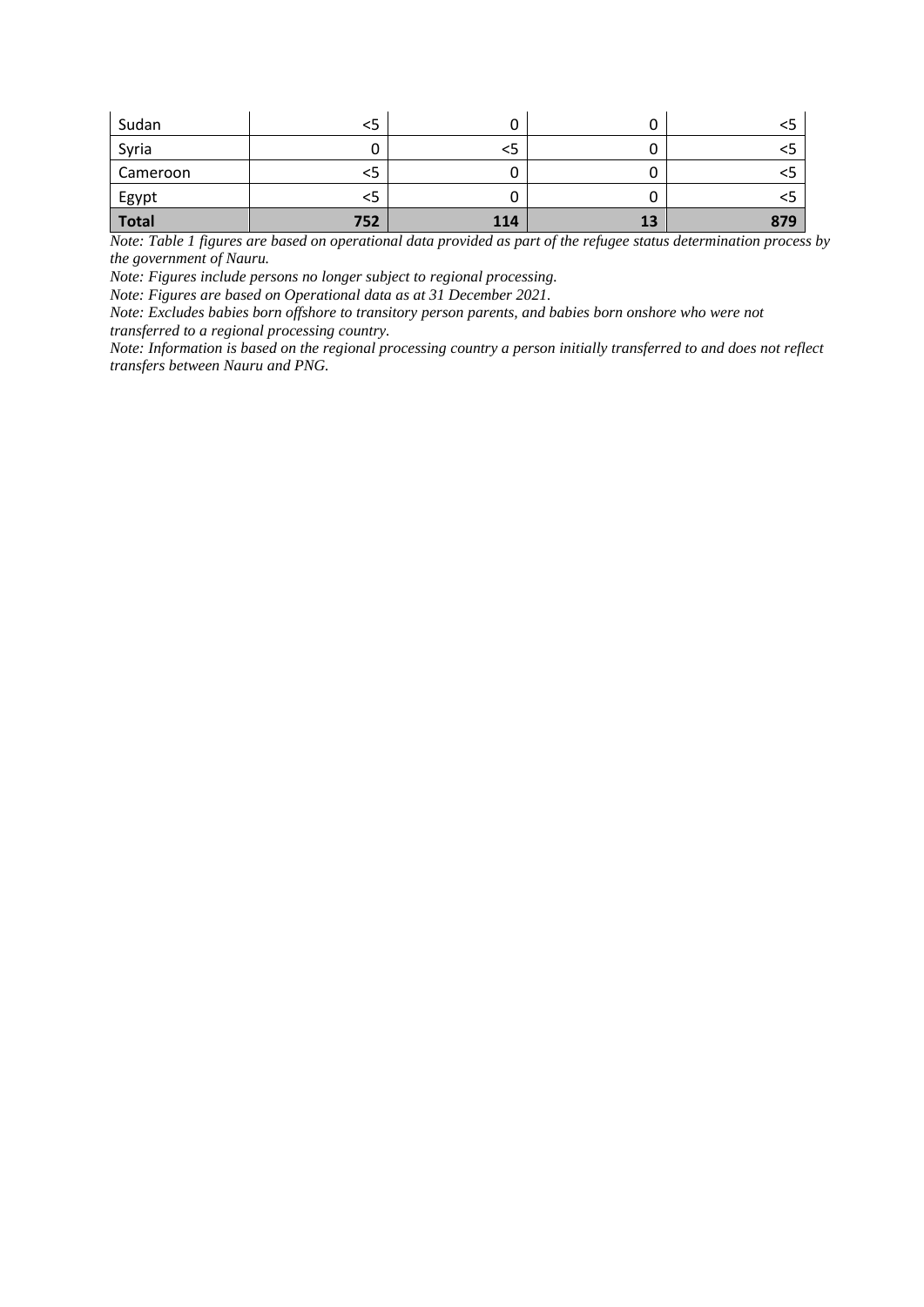| | | | | |
|---|---|---|---|---|
| Sudan | <5 | 0 | 0 | <5 |
| Syria | 0 | <5 | 0 | <5 |
| Cameroon | <5 | 0 | 0 | <5 |
| Egypt | <5 | 0 | 0 | <5 |
| **Total** | **752** | **114** | **13** | **879** |

*Note: Table 1 figures are based on operational data provided as part of the refugee status determination process by the government of Nauru.*

*Note: Figures include persons no longer subject to regional processing.*

*Note: Figures are based on Operational data as at 31 December 2021.*

*Note: Excludes babies born offshore to transitory person parents, and babies born onshore who were not transferred to a regional processing country.*

*Note: Information is based on the regional processing country a person initially transferred to and does not reflect transfers between Nauru and PNG.*